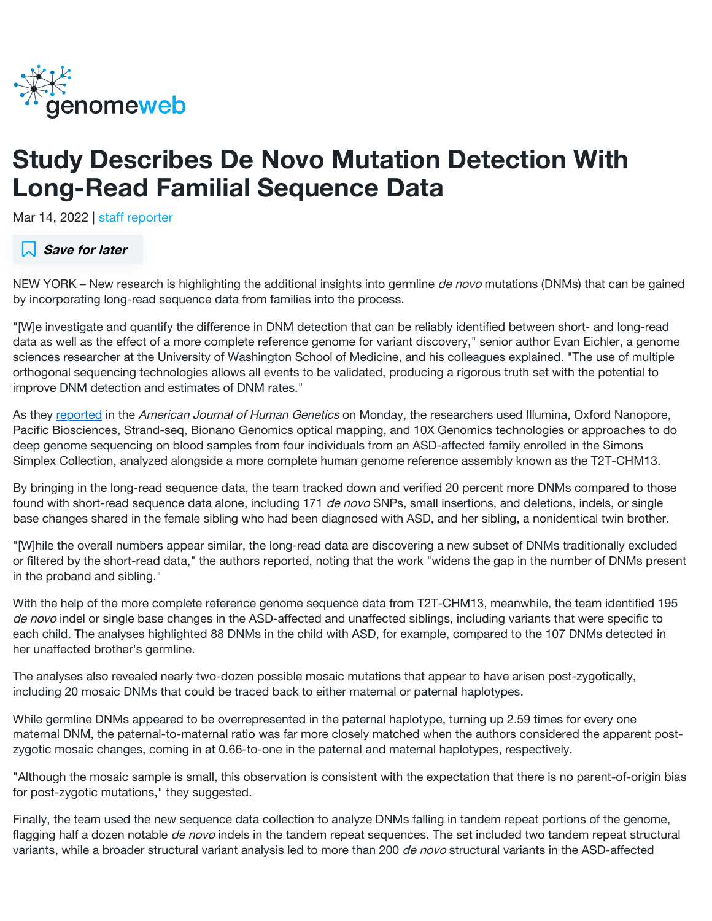# Study Describes De Novo Mutation Detection With Long-Read Familial Sequence Data

Mar 14, 2022 | staff reporter

Save for later

NEW YORK – New research is highlighting the additional insights into germline *de novo* mutations (DNMs) that can be gained by incorporating long-read sequence data from families into the process.

"[W]e investigate and quantify the difference in DNM detection that can be reliably identified between short- and long-read data as well as the effect of a more complete reference genome for variant discovery," senior author Evan Eichler, a genome sciences researcher at the University of Washington School of Medicine, and his colleagues explained. "The use of multiple orthogonal sequencing technologies allows all events to be validated, producing a rigorous truth set with the potential to improve DNM detection and estimates of DNM rates."

As they reported in the *American Journal of Human Genetics* on Monday, the researchers used Illumina, Oxford Nanopore, Pacific Biosciences, Strand-seq, Bionano Genomics optical mapping, and 10X Genomics technologies or approaches to do deep genome sequencing on blood samples from four individuals from an ASD-affected family enrolled in the Simons Simplex Collection, analyzed alongside a more complete human genome reference assembly known as the T2T-CHM13.

By bringing in the long-read sequence data, the team tracked down and verified 20 percent more DNMs compared to those found with short-read sequence data alone, including 171 *de novo* SNPs, small insertions, and deletions, indels, or single base changes shared in the female sibling who had been diagnosed with ASD, and her sibling, a nonidentical twin brother.

"[W]hile the overall numbers appear similar, the long-read data are discovering a new subset of DNMs traditionally excluded or filtered by the short-read data," the authors reported, noting that the work "widens the gap in the number of DNMs present in the proband and sibling."

With the help of the more complete reference genome sequence data from T2T-CHM13, meanwhile, the team identified 195 *de novo* indel or single base changes in the ASD-affected and unaffected siblings, including variants that were specific to each child. The analyses highlighted 88 DNMs in the child with ASD, for example, compared to the 107 DNMs detected in her unaffected brother's germline.

The analyses also revealed nearly two-dozen possible mosaic mutations that appear to have arisen post-zygotically, including 20 mosaic DNMs that could be traced back to either maternal or paternal haplotypes.

While germline DNMs appeared to be overrepresented in the paternal haplotype, turning up 2.59 times for every one maternal DNM, the paternal-to-maternal ratio was far more closely matched when the authors considered the apparent post-zygotic mosaic changes, coming in at 0.66-to-one in the paternal and maternal haplotypes, respectively.

"Although the mosaic sample is small, this observation is consistent with the expectation that there is no parent-of-origin bias for post-zygotic mutations," they suggested.

Finally, the team used the new sequence data collection to analyze DNMs falling in tandem repeat portions of the genome, flagging half a dozen notable *de novo* indels in the tandem repeat sequences. The set included two tandem repeat structural variants, while a broader structural variant analysis led to more than 200 *de novo* structural variants in the ASD-affected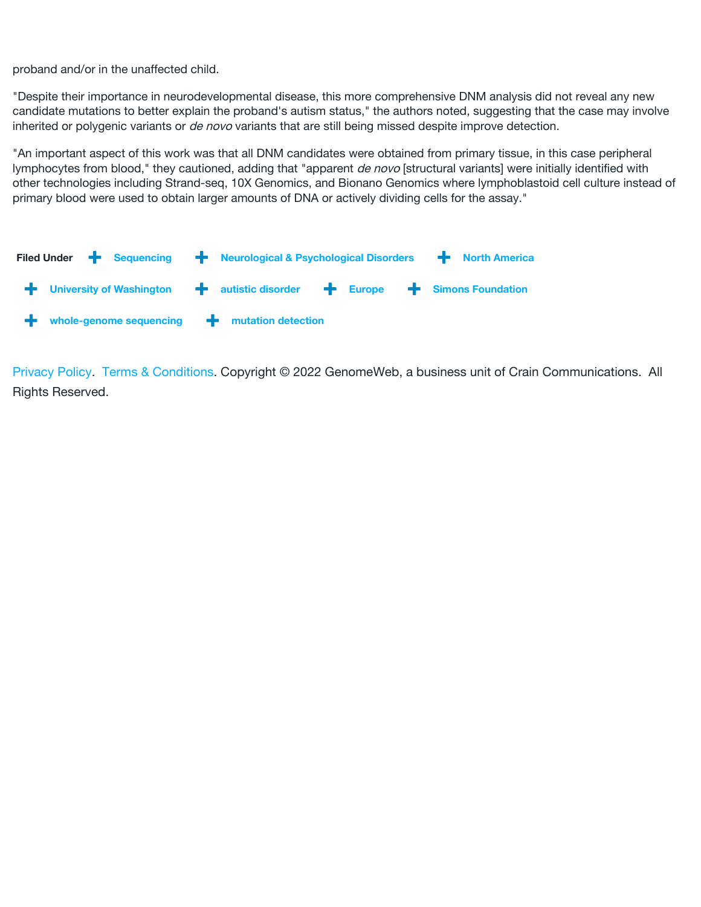proband and/or in the unaffected child.

"Despite their importance in neurodevelopmental disease, this more comprehensive DNM analysis did not reveal any new candidate mutations to better explain the proband's autism status," the authors noted, suggesting that the case may involve inherited or polygenic variants or *de novo* variants that are still being missed despite improve detection.

"An important aspect of this work was that all DNM candidates were obtained from primary tissue, in this case peripheral lymphocytes from blood," they cautioned, adding that "apparent *de novo* [structural variants] were initially identified with other technologies including Strand-seq, 10X Genomics, and Bionano Genomics where lymphoblastoid cell culture instead of primary blood were used to obtain larger amounts of DNA or actively dividing cells for the assay."

**Filed Under** Sequencing · Neurological & Psychological Disorders · North America · University of Washington · autistic disorder · Europe · Simons Foundation · whole-genome sequencing · mutation detection

Privacy Policy. Terms & Conditions. Copyright © 2022 GenomeWeb, a business unit of Crain Communications. All Rights Reserved.